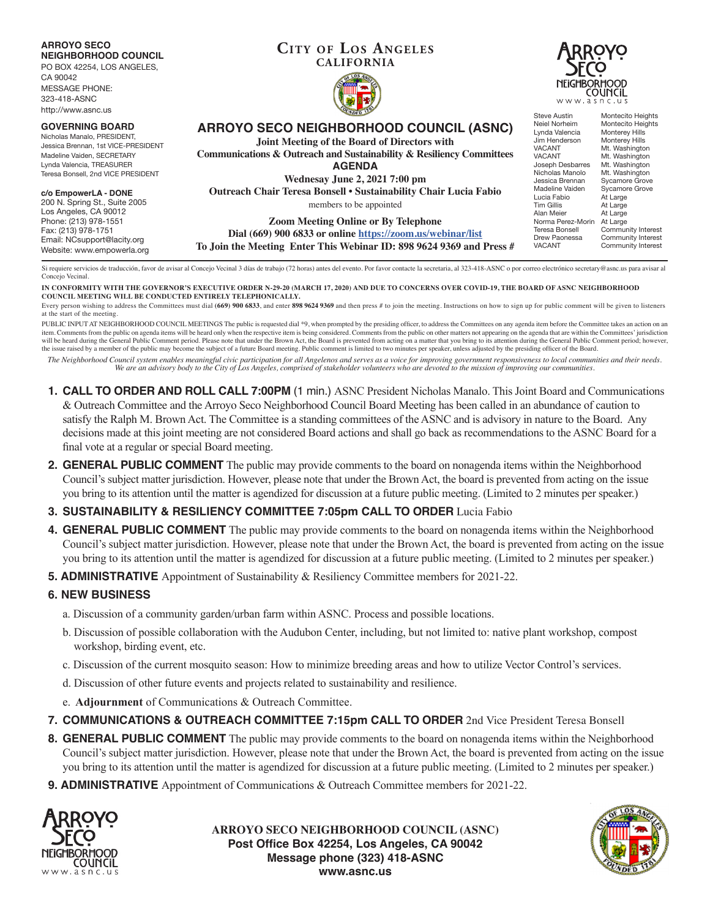**ARROYO SECO NEIGHBORHOOD COUNCIL**
PO BOX 42254, LOS ANGELES, CA 90042
MESSAGE PHONE: 323-418-ASNC
http://www.asnc.us

**GOVERNING BOARD**
Nicholas Manalo, PRESIDENT,
Jessica Brennan, 1st VICE-PRESIDENT
Madeline Vaiden, SECRETARY
Lynda Valencia, TREASURER
Teresa Bonsell, 2nd VICE PRESIDENT

**c/o EmpowerLA - DONE**
200 N. Spring St., Suite 2005
Los Angeles, CA 90012
Phone: (213) 978-1551
Fax: (213) 978-1751
Email: NCsupport@lacity.org
Website: www.empowerla.org

**CITY OF LOS ANGELES**
**CALIFORNIA**

# ARROYO SECO NEIGHBORHOOD COUNCIL (ASNC)

**Joint Meeting of the Board of Directors with Communications & Outreach and Sustainability & Resiliency Committees**

**AGENDA**

**Wednesay June 2, 2021 7:00 pm**

**Outreach Chair Teresa Bonsell • Sustainability Chair Lucia Fabio**

members to be appointed

**Zoom Meeting Online or By Telephone**
**Dial (669) 900 6833 or online https://zoom.us/webinar/list**
**To Join the Meeting Enter This Webinar ID: 898 9624 9369 and Press #**

ARROYO SECO NEIGHBORHOOD COUNCIL
www.asnc.us

| Name | Area |
|---|---|
| Steve Austin | Montecito Heights |
| Neiel Norheim | Montecito Heights |
| Lynda Valencia | Monterey Hills |
| Jim Henderson | Monterey Hills |
| VACANT | Mt. Washington |
| VACANT | Mt. Washington |
| Joseph Desbarres | Mt. Washington |
| Nicholas Manolo | Mt. Washington |
| Jessica Brennan | Sycamore Grove |
| Madeline Vaiden | Sycamore Grove |
| Lucia Fabio | At Large |
| Tim Gillis | At Large |
| Alan Meier | At Large |
| Norma Perez-Morin | At Large |
| Teresa Bonsell | Community Interest |
| Drew Paonessa | Community Interest |
| VACANT | Community Interest |

Si requiere servicios de traducción, favor de avisar al Concejo Vecinal 3 días de trabajo (72 horas) antes del evento. Por favor contacte la secretaria, al 323-418-ASNC o por correo electrónico secretary@asnc.us para avisar al Concejo Vecinal.

**IN CONFORMITY WITH THE GOVERNOR'S EXECUTIVE ORDER N-29-20 (MARCH 17, 2020) AND DUE TO CONCERNS OVER COVID-19, THE BOARD OF ASNC NEIGHBORHOOD COUNCIL MEETING WILL BE CONDUCTED ENTIRELY TELEPHONICALLY.**

Every person wishing to address the Committees must dial **(669) 900 6833**, and enter **898 9624 9369** and then press # to join the meeting. Instructions on how to sign up for public comment will be given to listeners at the start of the meeting.

PUBLIC INPUT AT NEIGHBORHOOD COUNCIL MEETINGS The public is requested dial *9, when prompted by the presiding officer, to address the Committees on any agenda item before the Committee takes an action on an item. Comments from the public on agenda items will be heard only when the respective item is being considered. Comments from the public on other matters not appearing on the agenda that are within the Committees' jurisdiction will be heard during the General Public Comment period. Please note that under the Brown Act, the Board is prevented from acting on a matter that you bring to its attention during the General Public Comment period; however, the issue raised by a member of the public may become the subject of a future Board meeting. Public comment is limited to two minutes per speaker, unless adjusted by the presiding officer of the Board.

*The Neighborhood Council system enables meaningful civic participation for all Angelenos and serves as a voice for improving government responsiveness to local communities and their needs. We are an advisory body to the City of Los Angeles, comprised of stakeholder volunteers who are devoted to the mission of improving our communities.*

1. **CALL TO ORDER AND ROLL CALL 7:00PM** (1 min.) ASNC President Nicholas Manalo. This Joint Board and Communications & Outreach Committee and the Arroyo Seco Neighborhood Council Board Meeting has been called in an abundance of caution to satisfy the Ralph M. Brown Act. The Committee is a standing committees of the ASNC and is advisory in nature to the Board. Any decisions made at this joint meeting are not considered Board actions and shall go back as recommendations to the ASNC Board for a final vote at a regular or special Board meeting.
2. **GENERAL PUBLIC COMMENT** The public may provide comments to the board on nonagenda items within the Neighborhood Council's subject matter jurisdiction. However, please note that under the Brown Act, the board is prevented from acting on the issue you bring to its attention until the matter is agendized for discussion at a future public meeting. (Limited to 2 minutes per speaker.)
3. **SUSTAINABILITY & RESILIENCY COMMITTEE 7:05pm CALL TO ORDER** Lucia Fabio
4. **GENERAL PUBLIC COMMENT** The public may provide comments to the board on nonagenda items within the Neighborhood Council's subject matter jurisdiction. However, please note that under the Brown Act, the board is prevented from acting on the issue you bring to its attention until the matter is agendized for discussion at a future public meeting. (Limited to 2 minutes per speaker.)
5. **ADMINISTRATIVE** Appointment of Sustainability & Resiliency Committee members for 2021-22.
6. **NEW BUSINESS**
   a. Discussion of a community garden/urban farm within ASNC. Process and possible locations.
   b. Discussion of possible collaboration with the Audubon Center, including, but not limited to: native plant workshop, compost workshop, birding event, etc.
   c. Discussion of the current mosquito season: How to minimize breeding areas and how to utilize Vector Control's services.
   d. Discussion of other future events and projects related to sustainability and resilience.
   e. **Adjournment** of Communications & Outreach Committee.
7. **COMMUNICATIONS & OUTREACH COMMITTEE 7:15pm CALL TO ORDER** 2nd Vice President Teresa Bonsell
8. **GENERAL PUBLIC COMMENT** The public may provide comments to the board on nonagenda items within the Neighborhood Council's subject matter jurisdiction. However, please note that under the Brown Act, the board is prevented from acting on the issue you bring to its attention until the matter is agendized for discussion at a future public meeting. (Limited to 2 minutes per speaker.)
9. **ADMINISTRATIVE** Appointment of Communications & Outreach Committee members for 2021-22.

**ARROYO SECO NEIGHBORHOOD COUNCIL (ASNC)**
**Post Office Box 42254, Los Angeles, CA 90042**
**Message phone (323) 418-ASNC**
**www.asnc.us**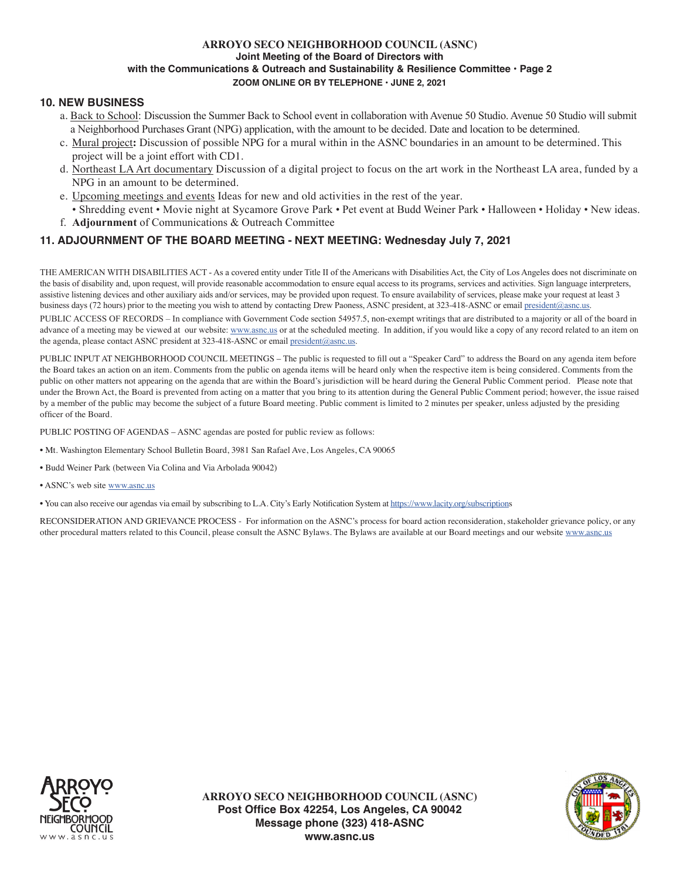## 10. NEW BUSINESS

a. Back to School: Discussion the Summer Back to School event in collaboration with Avenue 50 Studio. Avenue 50 Studio will submit a Neighborhood Purchases Grant (NPG) application, with the amount to be decided. Date and location to be determined.

c. Mural project**:** Discussion of possible NPG for a mural within in the ASNC boundaries in an amount to be determined. This project will be a joint effort with CD1.

d. Northeast LA Art documentary Discussion of a digital project to focus on the art work in the Northeast LA area, funded by a NPG in an amount to be determined.

e. Upcoming meetings and events Ideas for new and old activities in the rest of the year.
• Shredding event • Movie night at Sycamore Grove Park • Pet event at Budd Weiner Park • Halloween • Holiday • New ideas.

f. **Adjournment** of Communications & Outreach Committee

## 11. ADJOURNMENT OF THE BOARD MEETING - NEXT MEETING: Wednesday July 7, 2021

THE AMERICAN WITH DISABILITIES ACT - As a covered entity under Title II of the Americans with Disabilities Act, the City of Los Angeles does not discriminate on the basis of disability and, upon request, will provide reasonable accommodation to ensure equal access to its programs, services and activities. Sign language interpreters, assistive listening devices and other auxiliary aids and/or services, may be provided upon request. To ensure availability of services, please make your request at least 3 business days (72 hours) prior to the meeting you wish to attend by contacting Drew Paoness, ASNC president, at 323-418-ASNC or email president@asnc.us.

PUBLIC ACCESS OF RECORDS – In compliance with Government Code section 54957.5, non-exempt writings that are distributed to a majority or all of the board in advance of a meeting may be viewed at our website: www.asnc.us or at the scheduled meeting. In addition, if you would like a copy of any record related to an item on the agenda, please contact ASNC president at 323-418-ASNC or email president@asnc.us.

PUBLIC INPUT AT NEIGHBORHOOD COUNCIL MEETINGS – The public is requested to fill out a "Speaker Card" to address the Board on any agenda item before the Board takes an action on an item. Comments from the public on agenda items will be heard only when the respective item is being considered. Comments from the public on other matters not appearing on the agenda that are within the Board's jurisdiction will be heard during the General Public Comment period. Please note that under the Brown Act, the Board is prevented from acting on a matter that you bring to its attention during the General Public Comment period; however, the issue raised by a member of the public may become the subject of a future Board meeting. Public comment is limited to 2 minutes per speaker, unless adjusted by the presiding officer of the Board.

PUBLIC POSTING OF AGENDAS – ASNC agendas are posted for public review as follows:

- Mt. Washington Elementary School Bulletin Board, 3981 San Rafael Ave, Los Angeles, CA 90065
- Budd Weiner Park (between Via Colina and Via Arbolada 90042)
- ASNC's web site www.asnc.us
- You can also receive our agendas via email by subscribing to L.A. City's Early Notification System at https://www.lacity.org/subscriptions

RECONSIDERATION AND GRIEVANCE PROCESS - For information on the ASNC's process for board action reconsideration, stakeholder grievance policy, or any other procedural matters related to this Council, please consult the ASNC Bylaws. The Bylaws are available at our Board meetings and our website www.asnc.us

**ARROYO SECO NEIGHBORHOOD COUNCIL (ASNC)**
**Post Office Box 42254, Los Angeles, CA 90042**
**Message phone (323) 418-ASNC**
**www.asnc.us**